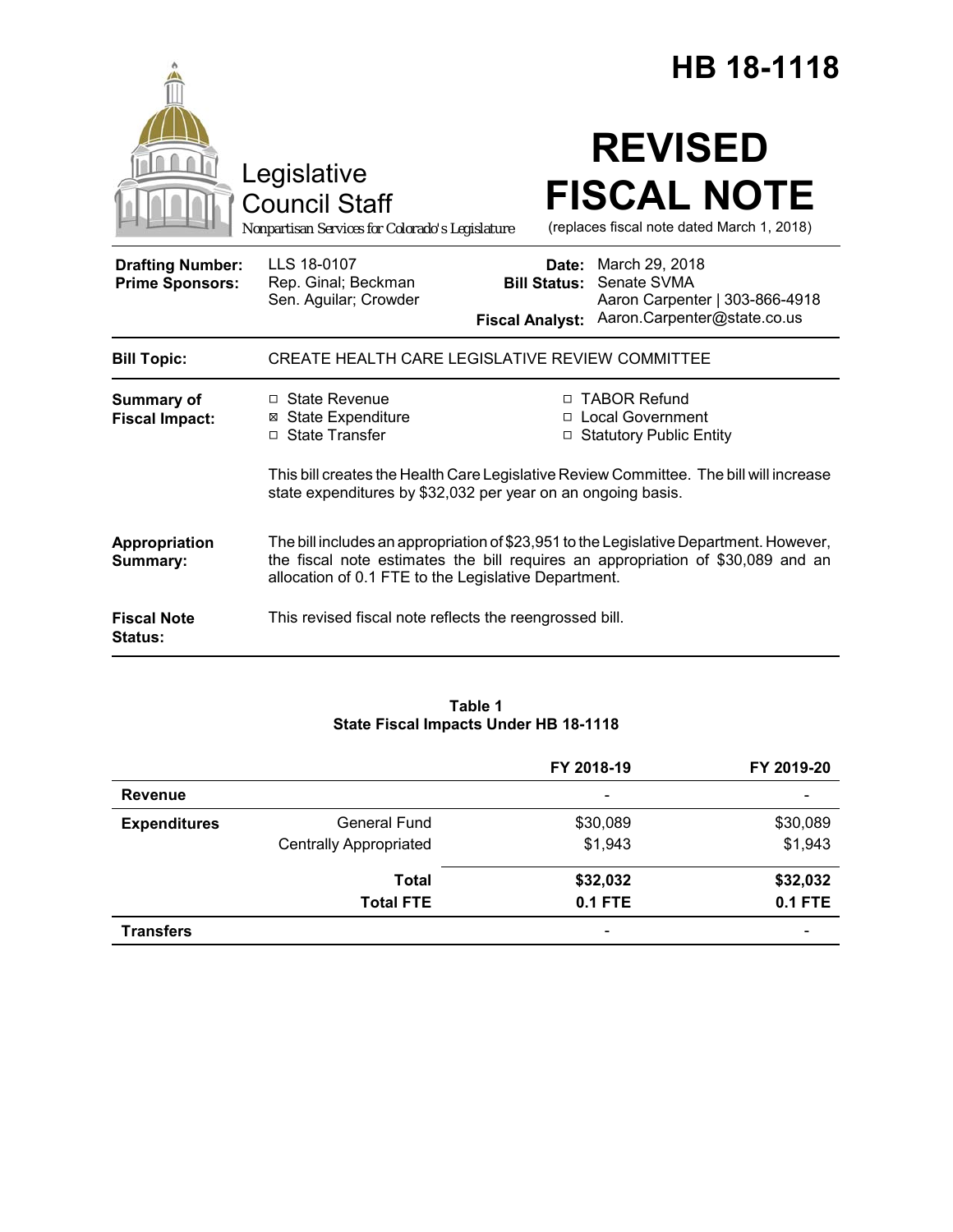# HB 18-1118

Legislative Council Staff

Nonpartisan Services for Colorado's Legislature

# REVISED FISCAL NOTE

(replaces fiscal note dated March 1, 2018)

| | | | |
|---|---|---|---|
| **Drafting Number:** | LLS 18-0107 | **Date:** | March 29, 2018 |
| **Prime Sponsors:** | Rep. Ginal; Beckman<br>Sen. Aguilar; Crowder | **Bill Status:** | Senate SVMA |
| | | **Fiscal Analyst:** | Aaron Carpenter \| 303-866-4918<br>Aaron.Carpenter@state.co.us |

| | |
|---|---|
| **Bill Topic:** | CREATE HEALTH CARE LEGISLATIVE REVIEW COMMITTEE |
| **Summary of Fiscal Impact:** | ☐ State Revenue ☒ State Expenditure ☐ State Transfer ☐ TABOR Refund ☐ Local Government ☐ Statutory Public Entity<br><br>This bill creates the Health Care Legislative Review Committee. The bill will increase state expenditures by $32,032 per year on an ongoing basis. |
| **Appropriation Summary:** | The bill includes an appropriation of $23,951 to the Legislative Department. However, the fiscal note estimates the bill requires an appropriation of $30,089 and an allocation of 0.1 FTE to the Legislative Department. |
| **Fiscal Note Status:** | This revised fiscal note reflects the reengrossed bill. |

**Table 1**
**State Fiscal Impacts Under HB 18-1118**

| | | FY 2018-19 | FY 2019-20 |
|---|---|---|---|
| **Revenue** | | - | - |
| **Expenditures** | General Fund | $30,089 | $30,089 |
| | Centrally Appropriated | $1,943 | $1,943 |
| | **Total** | **$32,032** | **$32,032** |
| | **Total FTE** | **0.1 FTE** | **0.1 FTE** |
| **Transfers** | | - | - |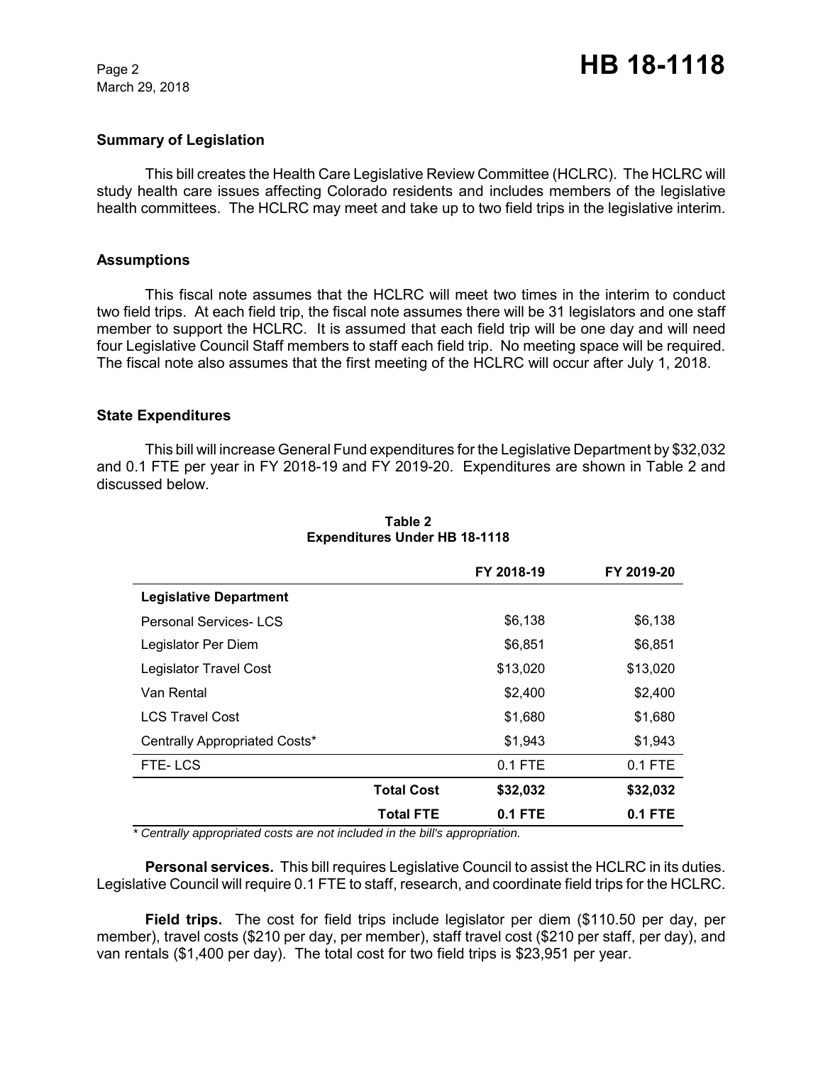## Summary of Legislation

This bill creates the Health Care Legislative Review Committee (HCLRC). The HCLRC will study health care issues affecting Colorado residents and includes members of the legislative health committees. The HCLRC may meet and take up to two field trips in the legislative interim.

## Assumptions

This fiscal note assumes that the HCLRC will meet two times in the interim to conduct two field trips. At each field trip, the fiscal note assumes there will be 31 legislators and one staff member to support the HCLRC. It is assumed that each field trip will be one day and will need four Legislative Council Staff members to staff each field trip. No meeting space will be required. The fiscal note also assumes that the first meeting of the HCLRC will occur after July 1, 2018.

## State Expenditures

This bill will increase General Fund expenditures for the Legislative Department by $32,032 and 0.1 FTE per year in FY 2018-19 and FY 2019-20. Expenditures are shown in Table 2 and discussed below.

**Table 2**
**Expenditures Under HB 18-1118**

| | | FY 2018-19 | FY 2019-20 |
|---|---|---|---|
| **Legislative Department** | | | |
| Personal Services- LCS | | $6,138 | $6,138 |
| Legislator Per Diem | | $6,851 | $6,851 |
| Legislator Travel Cost | | $13,020 | $13,020 |
| Van Rental | | $2,400 | $2,400 |
| LCS Travel Cost | | $1,680 | $1,680 |
| Centrally Appropriated Costs* | | $1,943 | $1,943 |
| FTE- LCS | | 0.1 FTE | 0.1 FTE |
| | **Total Cost** | **$32,032** | **$32,032** |
| | **Total FTE** | **0.1 FTE** | **0.1 FTE** |

*\* Centrally appropriated costs are not included in the bill's appropriation.*

**Personal services.** This bill requires Legislative Council to assist the HCLRC in its duties. Legislative Council will require 0.1 FTE to staff, research, and coordinate field trips for the HCLRC.

**Field trips.** The cost for field trips include legislator per diem ($110.50 per day, per member), travel costs ($210 per day, per member), staff travel cost ($210 per staff, per day), and van rentals ($1,400 per day). The total cost for two field trips is $23,951 per year.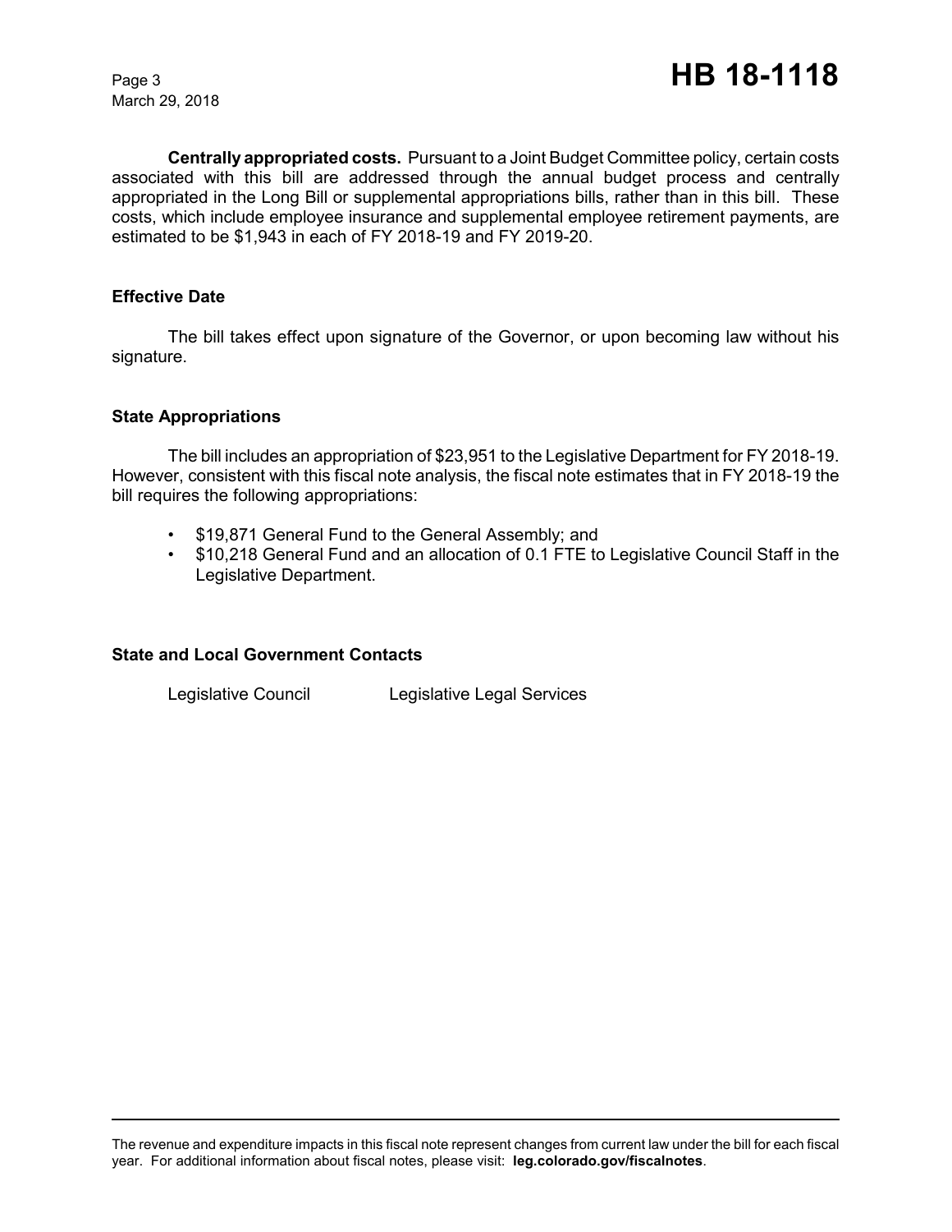**Centrally appropriated costs.** Pursuant to a Joint Budget Committee policy, certain costs associated with this bill are addressed through the annual budget process and centrally appropriated in the Long Bill or supplemental appropriations bills, rather than in this bill. These costs, which include employee insurance and supplemental employee retirement payments, are estimated to be $1,943 in each of FY 2018-19 and FY 2019-20.

## Effective Date

The bill takes effect upon signature of the Governor, or upon becoming law without his signature.

## State Appropriations

The bill includes an appropriation of $23,951 to the Legislative Department for FY 2018-19. However, consistent with this fiscal note analysis, the fiscal note estimates that in FY 2018-19 the bill requires the following appropriations:

- $19,871 General Fund to the General Assembly; and
- $10,218 General Fund and an allocation of 0.1 FTE to Legislative Council Staff in the Legislative Department.

## State and Local Government Contacts

Legislative Council Legislative Legal Services

The revenue and expenditure impacts in this fiscal note represent changes from current law under the bill for each fiscal year. For additional information about fiscal notes, please visit: **leg.colorado.gov/fiscalnotes**.